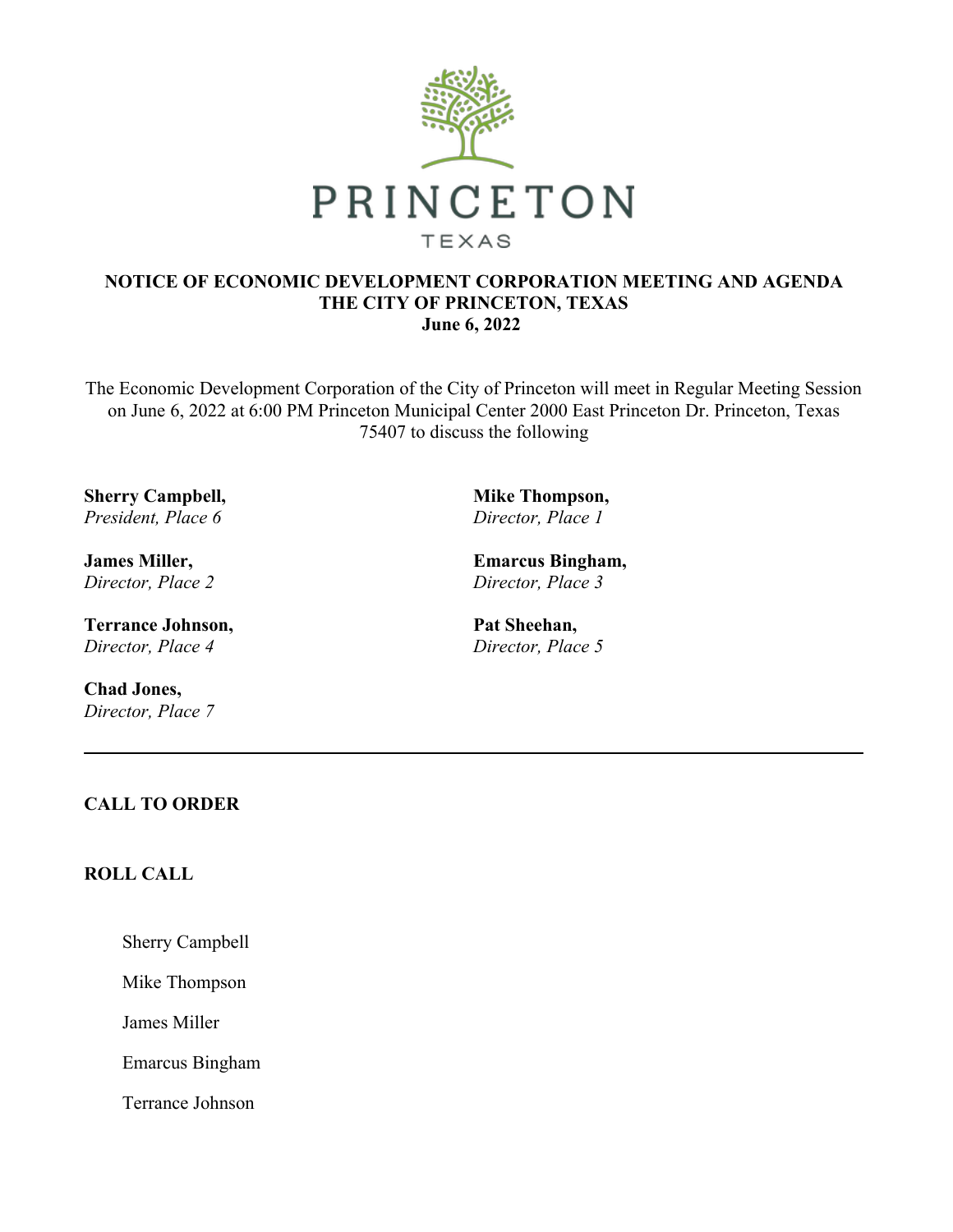PRINCETON

TEXAS

**NOTICE OF ECONOMIC DEVELOPMENT CORPORATION MEETING AND AGENDA**
**THE CITY OF PRINCETON, TEXAS**
**June 6, 2022**

The Economic Development Corporation of the City of Princeton will meet in Regular Meeting Session on June 6, 2022 at 6:00 PM Princeton Municipal Center 2000 East Princeton Dr. Princeton, Texas 75407 to discuss the following

**Sherry Campbell,**
*President, Place 6*

**Mike Thompson,**
*Director, Place 1*

**James Miller,**
*Director, Place 2*

**Emarcus Bingham,**
*Director, Place 3*

**Terrance Johnson,**
*Director, Place 4*

**Pat Sheehan,**
*Director, Place 5*

**Chad Jones,**
*Director, Place 7*

---

**CALL TO ORDER**

**ROLL CALL**

Sherry Campbell

Mike Thompson

James Miller

Emarcus Bingham

Terrance Johnson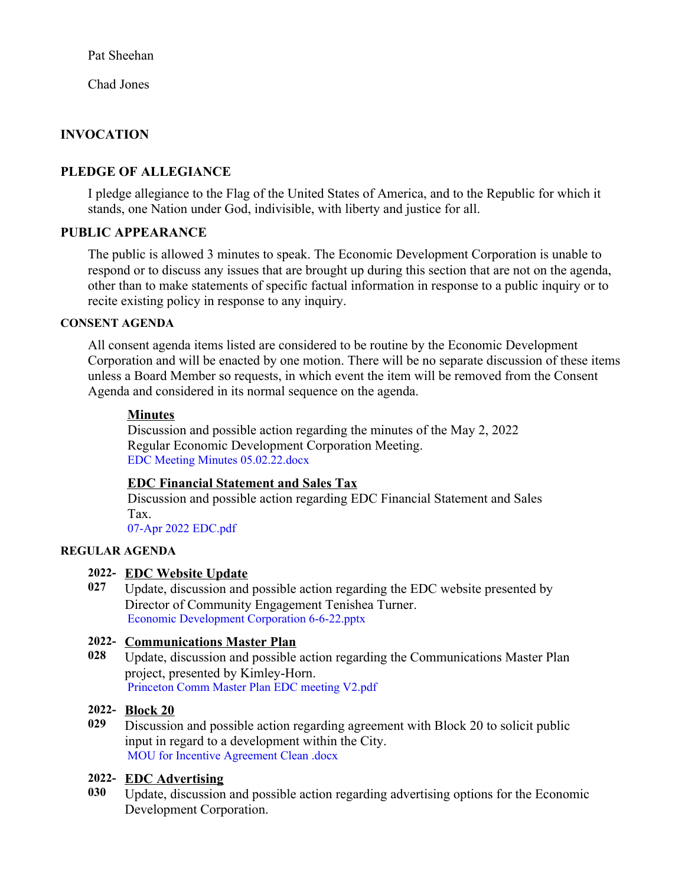Pat Sheehan

Chad Jones

## INVOCATION

## PLEDGE OF ALLEGIANCE

I pledge allegiance to the Flag of the United States of America, and to the Republic for which it stands, one Nation under God, indivisible, with liberty and justice for all.

## PUBLIC APPEARANCE

The public is allowed 3 minutes to speak. The Economic Development Corporation is unable to respond or to discuss any issues that are brought up during this section that are not on the agenda, other than to make statements of specific factual information in response to a public inquiry or to recite existing policy in response to any inquiry.

## CONSENT AGENDA

All consent agenda items listed are considered to be routine by the Economic Development Corporation and will be enacted by one motion. There will be no separate discussion of these items unless a Board Member so requests, in which event the item will be removed from the Consent Agenda and considered in its normal sequence on the agenda.

**Minutes**
Discussion and possible action regarding the minutes of the May 2, 2022 Regular Economic Development Corporation Meeting.
EDC Meeting Minutes 05.02.22.docx

**EDC Financial Statement and Sales Tax**
Discussion and possible action regarding EDC Financial Statement and Sales Tax.
07-Apr 2022 EDC.pdf

## REGULAR AGENDA

**2022-027** **EDC Website Update**
Update, discussion and possible action regarding the EDC website presented by Director of Community Engagement Tenishea Turner.
Economic Development Corporation 6-6-22.pptx

**2022-028** **Communications Master Plan**
Update, discussion and possible action regarding the Communications Master Plan project, presented by Kimley-Horn.
Princeton Comm Master Plan EDC meeting V2.pdf

**2022-029** **Block 20**
Discussion and possible action regarding agreement with Block 20 to solicit public input in regard to a development within the City.
MOU for Incentive Agreement Clean .docx

**2022-030** **EDC Advertising**
Update, discussion and possible action regarding advertising options for the Economic Development Corporation.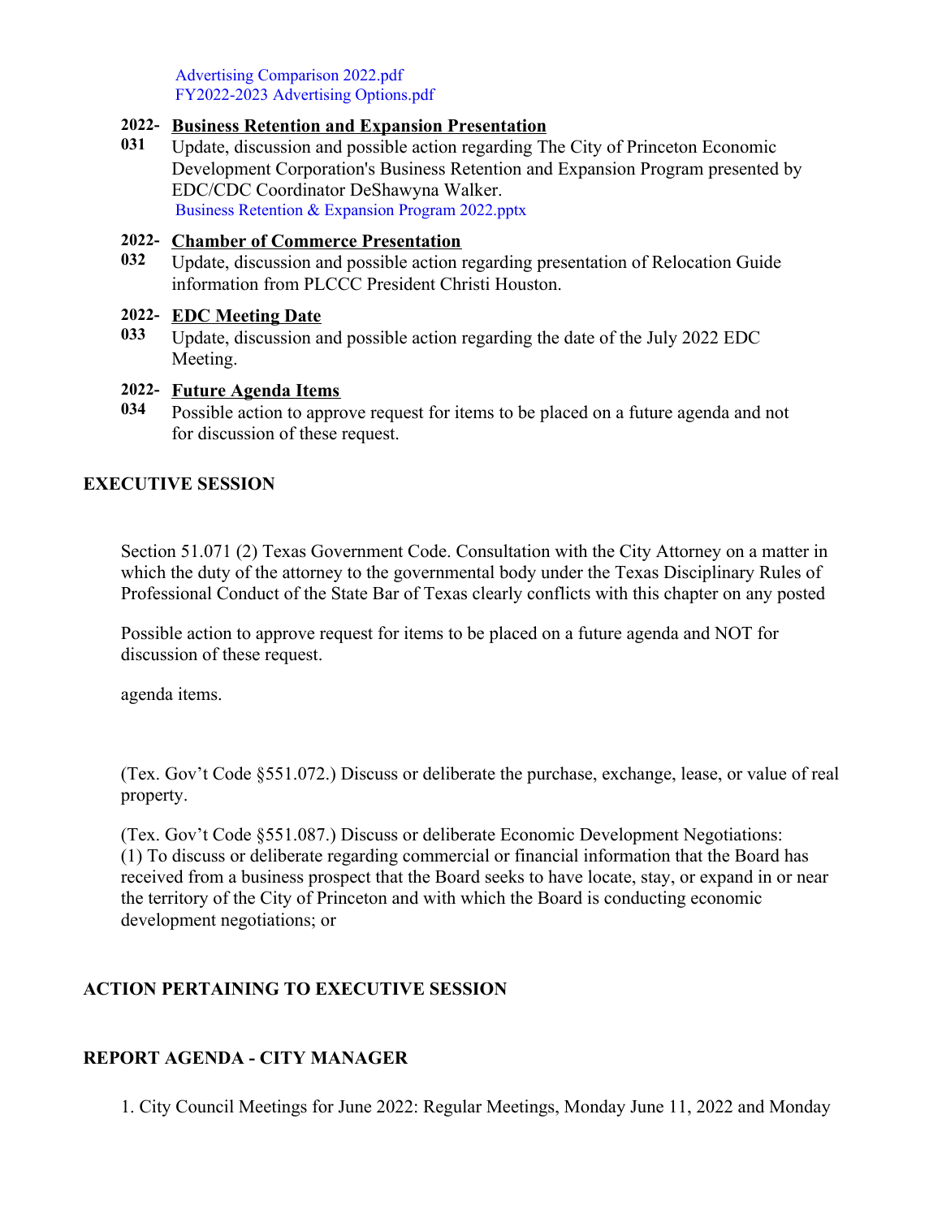Advertising Comparison 2022.pdf
FY2022-2023 Advertising Options.pdf

**2022-031** **Business Retention and Expansion Presentation**

Update, discussion and possible action regarding The City of Princeton Economic Development Corporation's Business Retention and Expansion Program presented by EDC/CDC Coordinator DeShawyna Walker.

Business Retention & Expansion Program 2022.pptx

**2022-032** **Chamber of Commerce Presentation**

Update, discussion and possible action regarding presentation of Relocation Guide information from PLCCC President Christi Houston.

**2022-033** **EDC Meeting Date**

Update, discussion and possible action regarding the date of the July 2022 EDC Meeting.

**2022-034** **Future Agenda Items**

Possible action to approve request for items to be placed on a future agenda and not for discussion of these request.

## EXECUTIVE SESSION

Section 51.071 (2) Texas Government Code. Consultation with the City Attorney on a matter in which the duty of the attorney to the governmental body under the Texas Disciplinary Rules of Professional Conduct of the State Bar of Texas clearly conflicts with this chapter on any posted

Possible action to approve request for items to be placed on a future agenda and NOT for discussion of these request.

agenda items.

(Tex. Gov't Code §551.072.) Discuss or deliberate the purchase, exchange, lease, or value of real property.

(Tex. Gov't Code §551.087.) Discuss or deliberate Economic Development Negotiations:
(1) To discuss or deliberate regarding commercial or financial information that the Board has received from a business prospect that the Board seeks to have locate, stay, or expand in or near the territory of the City of Princeton and with which the Board is conducting economic development negotiations; or

## ACTION PERTAINING TO EXECUTIVE SESSION

## REPORT AGENDA - CITY MANAGER

1. City Council Meetings for June 2022: Regular Meetings, Monday June 11, 2022 and Monday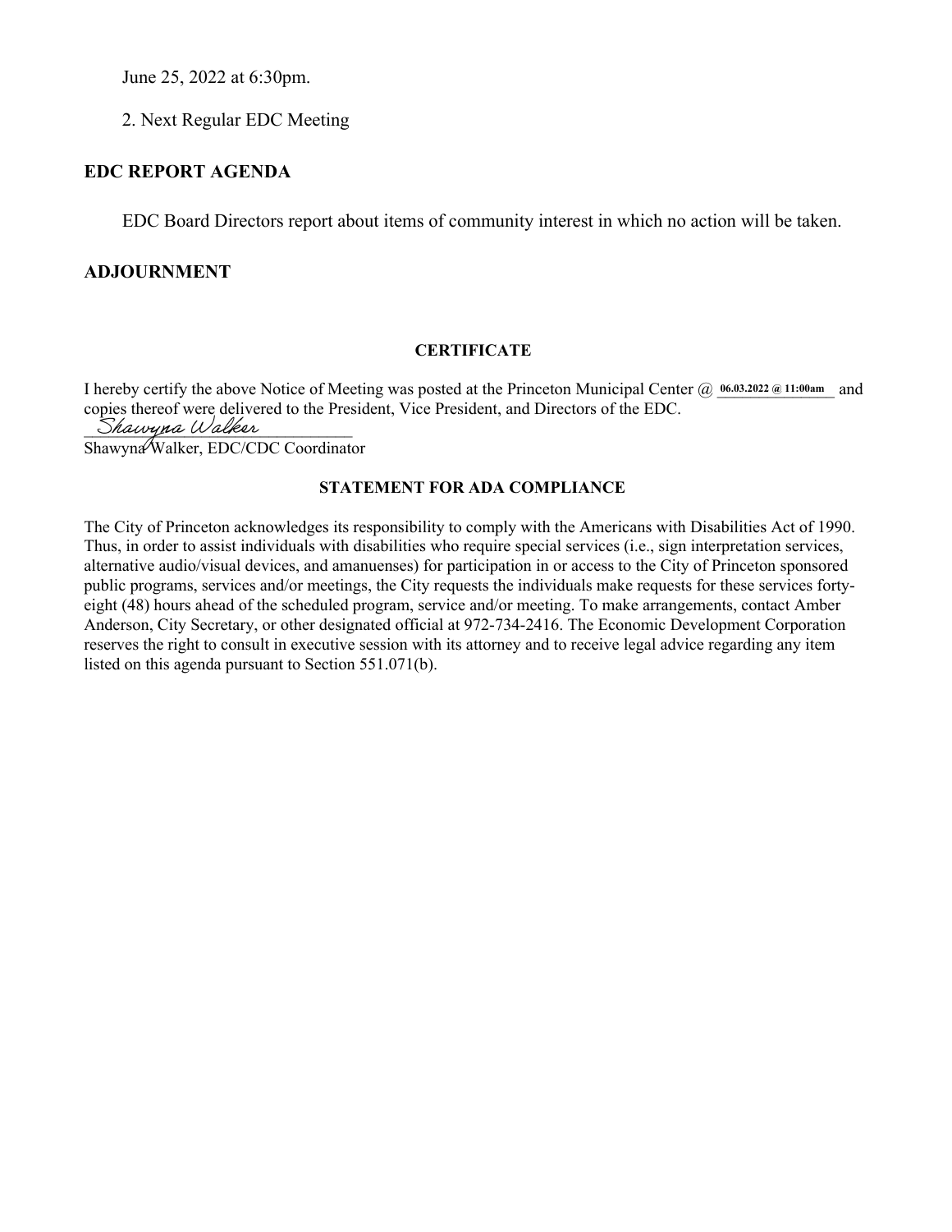June 25, 2022 at 6:30pm.

2. Next Regular EDC Meeting

## EDC REPORT AGENDA

EDC Board Directors report about items of community interest in which no action will be taken.

## ADJOURNMENT

### CERTIFICATE

I hereby certify the above Notice of Meeting was posted at the Princeton Municipal Center @ **06.03.2022 @ 11:00am** and copies thereof were delivered to the President, Vice President, and Directors of the EDC.

*Shawyna Walker*

Shawyna Walker, EDC/CDC Coordinator

### STATEMENT FOR ADA COMPLIANCE

The City of Princeton acknowledges its responsibility to comply with the Americans with Disabilities Act of 1990. Thus, in order to assist individuals with disabilities who require special services (i.e., sign interpretation services, alternative audio/visual devices, and amanuenses) for participation in or access to the City of Princeton sponsored public programs, services and/or meetings, the City requests the individuals make requests for these services forty-eight (48) hours ahead of the scheduled program, service and/or meeting. To make arrangements, contact Amber Anderson, City Secretary, or other designated official at 972-734-2416. The Economic Development Corporation reserves the right to consult in executive session with its attorney and to receive legal advice regarding any item listed on this agenda pursuant to Section 551.071(b).